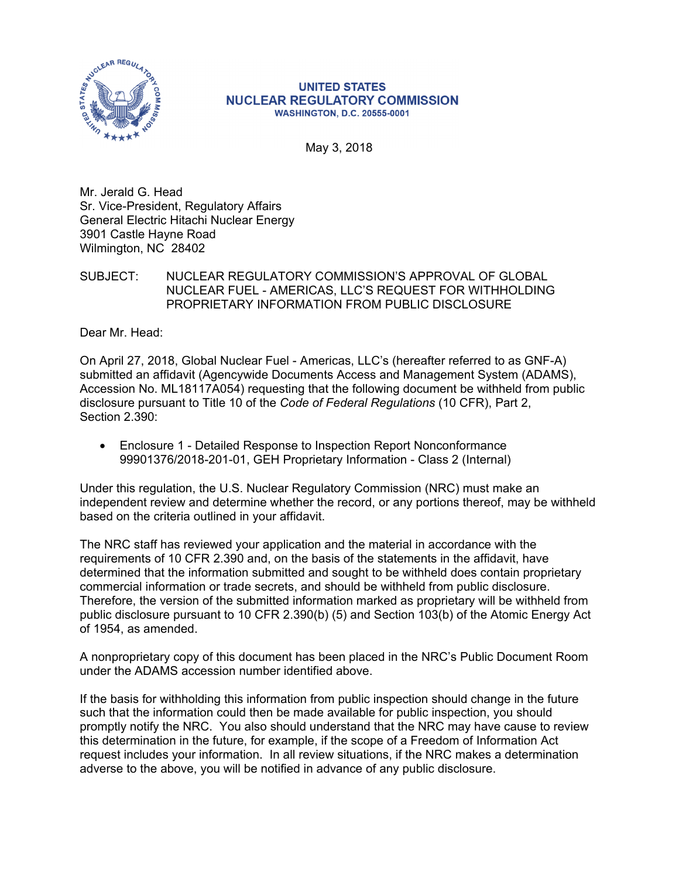**UNITED STATES**
**NUCLEAR REGULATORY COMMISSION**
**WASHINGTON, D.C. 20555-0001**

May 3, 2018

Mr. Jerald G. Head
Sr. Vice-President, Regulatory Affairs
General Electric Hitachi Nuclear Energy
3901 Castle Hayne Road
Wilmington, NC 28402

SUBJECT: NUCLEAR REGULATORY COMMISSION'S APPROVAL OF GLOBAL NUCLEAR FUEL - AMERICAS, LLC'S REQUEST FOR WITHHOLDING PROPRIETARY INFORMATION FROM PUBLIC DISCLOSURE

Dear Mr. Head:

On April 27, 2018, Global Nuclear Fuel - Americas, LLC's (hereafter referred to as GNF-A) submitted an affidavit (Agencywide Documents Access and Management System (ADAMS), Accession No. ML18117A054) requesting that the following document be withheld from public disclosure pursuant to Title 10 of the *Code of Federal Regulations* (10 CFR), Part 2, Section 2.390:

- Enclosure 1 - Detailed Response to Inspection Report Nonconformance 99901376/2018-201-01, GEH Proprietary Information - Class 2 (Internal)

Under this regulation, the U.S. Nuclear Regulatory Commission (NRC) must make an independent review and determine whether the record, or any portions thereof, may be withheld based on the criteria outlined in your affidavit.

The NRC staff has reviewed your application and the material in accordance with the requirements of 10 CFR 2.390 and, on the basis of the statements in the affidavit, have determined that the information submitted and sought to be withheld does contain proprietary commercial information or trade secrets, and should be withheld from public disclosure. Therefore, the version of the submitted information marked as proprietary will be withheld from public disclosure pursuant to 10 CFR 2.390(b) (5) and Section 103(b) of the Atomic Energy Act of 1954, as amended.

A nonproprietary copy of this document has been placed in the NRC's Public Document Room under the ADAMS accession number identified above.

If the basis for withholding this information from public inspection should change in the future such that the information could then be made available for public inspection, you should promptly notify the NRC. You also should understand that the NRC may have cause to review this determination in the future, for example, if the scope of a Freedom of Information Act request includes your information. In all review situations, if the NRC makes a determination adverse to the above, you will be notified in advance of any public disclosure.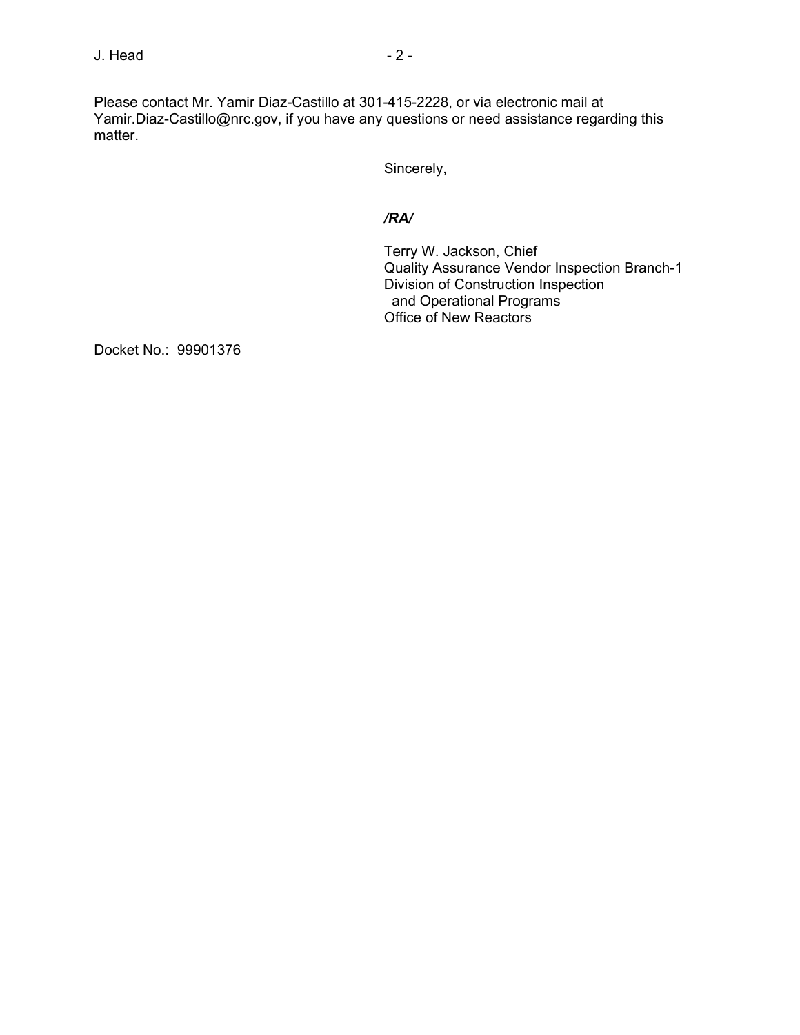Please contact Mr. Yamir Diaz-Castillo at 301-415-2228, or via electronic mail at Yamir.Diaz-Castillo@nrc.gov, if you have any questions or need assistance regarding this matter.

Sincerely,

***/RA/***

Terry W. Jackson, Chief
Quality Assurance Vendor Inspection Branch-1
Division of Construction Inspection
and Operational Programs
Office of New Reactors

Docket No.: 99901376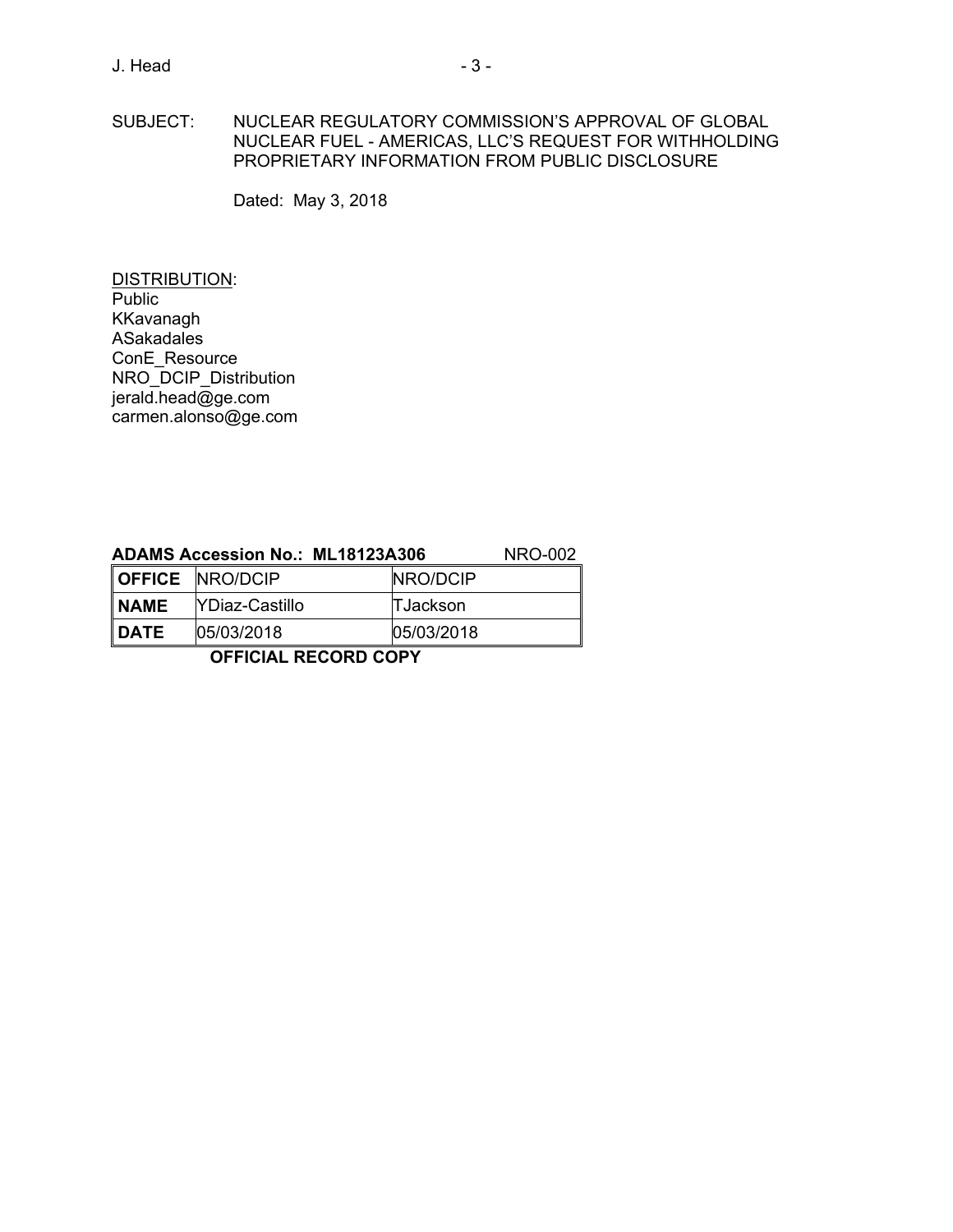SUBJECT: NUCLEAR REGULATORY COMMISSION'S APPROVAL OF GLOBAL NUCLEAR FUEL - AMERICAS, LLC'S REQUEST FOR WITHHOLDING PROPRIETARY INFORMATION FROM PUBLIC DISCLOSURE

Dated: May 3, 2018

DISTRIBUTION:
Public
KKavanagh
ASakadales
ConE_Resource
NRO_DCIP_Distribution
jerald.head@ge.com
carmen.alonso@ge.com

**ADAMS Accession No.: ML18123A306** NRO-002

| | | |
|---|---|---|
| **OFFICE** | NRO/DCIP | NRO/DCIP |
| **NAME** | YDiaz-Castillo | TJackson |
| **DATE** | 05/03/2018 | 05/03/2018 |

**OFFICIAL RECORD COPY**